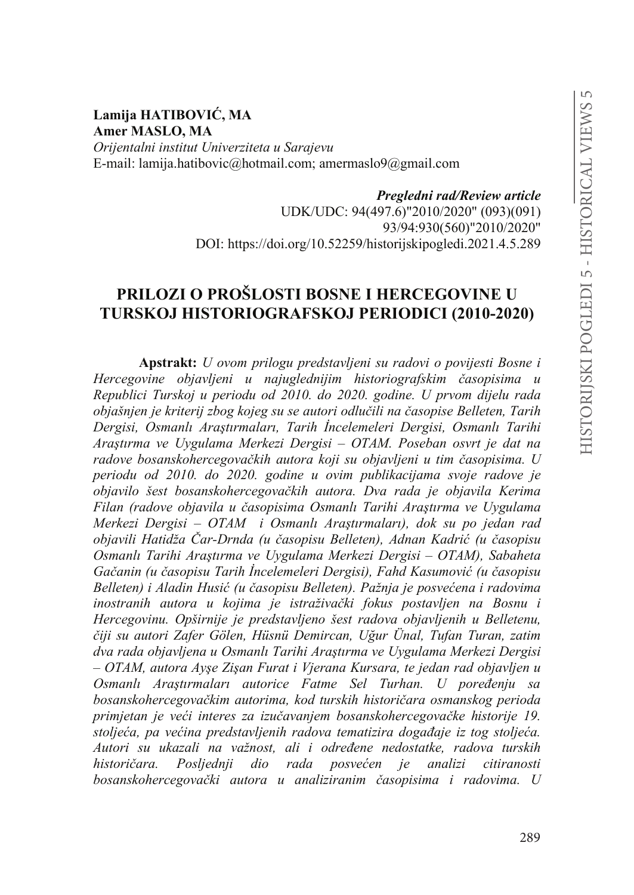**Lamija HATIBOVIĆ, MA**
**Amer MASLO, MA**
*Orijentalni institut Univerziteta u Sarajevu*
E-mail: lamija.hatibovic@hotmail.com; amermaslo9@gmail.com

***Pregledni rad/Review article***
UDK/UDC: 94(497.6)"2010/2020" (093)(091)
93/94:930(560)"2010/2020"
DOI: https://doi.org/10.52259/historijskipogledi.2021.4.5.289

# PRILOZI O PROŠLOSTI BOSNE I HERCEGOVINE U TURSKOJ HISTORIOGRAFSKOJ PERIODICI (2010-2020)

**Apstrakt:** *U ovom prilogu predstavljeni su radovi o povijesti Bosne i Hercegovine objavljeni u najuglednijim historiografskim časopisima u Republici Turskoj u periodu od 2010. do 2020. godine. U prvom dijelu rada objašnjen je kriterij zbog kojeg su se autori odlučili na časopise Belleten, Tarih Dergisi, Osmanlı Araştırmaları, Tarih İncelemeleri Dergisi, Osmanlı Tarihi Araştırma ve Uygulama Merkezi Dergisi – OTAM. Poseban osvrt je dat na radove bosanskohercegovačkih autora koji su objavljeni u tim časopisima. U periodu od 2010. do 2020. godine u ovim publikacijama svoje radove je objavilo šest bosanskohercegovačkih autora. Dva rada je objavila Kerima Filan (radove objavila u časopisima Osmanlı Tarihi Araştırma ve Uygulama Merkezi Dergisi – OTAM i Osmanlı Araştırmaları), dok su po jedan rad objavili Hatidža Čar-Drnda (u časopisu Belleten), Adnan Kadrić (u časopisu Osmanlı Tarihi Araştırma ve Uygulama Merkezi Dergisi – OTAM), Sabaheta Gačanin (u časopisu Tarih İncelemeleri Dergisi), Fahd Kasumović (u časopisu Belleten) i Aladin Husić (u časopisu Belleten). Pažnja je posvećena i radovima inostranih autora u kojima je istraživački fokus postavljen na Bosnu i Hercegovinu. Opširnije je predstavljeno šest radova objavljenih u Belletenu, čiji su autori Zafer Gölen, Hüsnü Demircan, Uğur Ünal, Tufan Turan, zatim dva rada objavljena u Osmanlı Tarihi Araştırma ve Uygulama Merkezi Dergisi – OTAM, autora Ayşe Zişan Furat i Vjerana Kursara, te jedan rad objavljen u Osmanlı Araştırmaları autorice Fatme Sel Turhan. U poređenju sa bosanskohercegovačkim autorima, kod turskih historičara osmanskog perioda primjetan je veći interes za izučavanjem bosanskohercegovačke historije 19. stoljeća, pa većina predstavljenih radova tematizira događaje iz tog stoljeća. Autori su ukazali na važnost, ali i određene nedostatke, radova turskih historičara. Posljednji dio rada posvećen je analizi citiranosti bosanskohercegovački autora u analiziranim časopisima i radovima. U*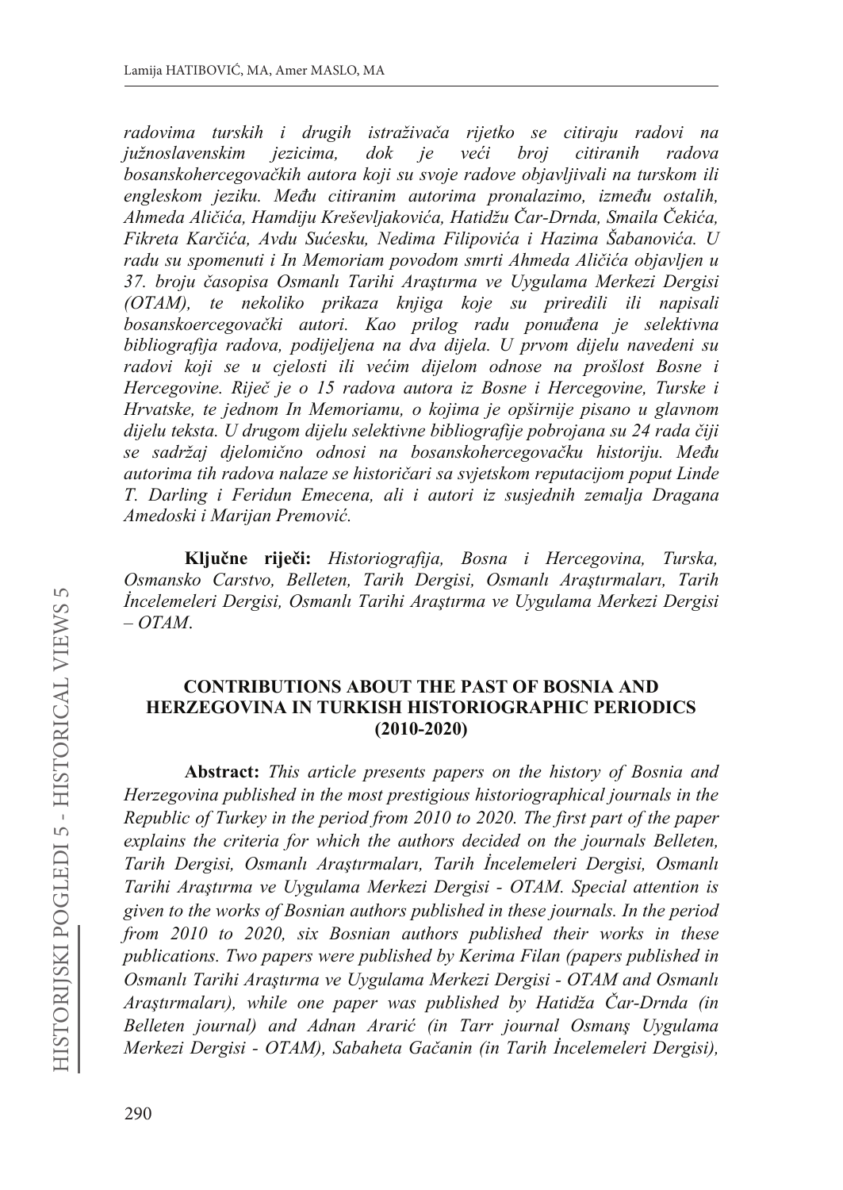*radovima turskih i drugih istraživača rijetko se citiraju radovi na južnoslavenskim jezicima, dok je veći broj citiranih radova bosanskohercegovačkih autora koji su svoje radove objavljivali na turskom ili engleskom jeziku. Među citiranim autorima pronalazimo, između ostalih, Ahmeda Aličića, Hamdiju Kreševljakovića, Hatidžu Čar-Drnda, Smaila Čekića, Fikreta Karčića, Avdu Sućesku, Nedima Filipovića i Hazima Šabanovića. U radu su spomenuti i In Memoriam povodom smrti Ahmeda Aličića objavljen u 37. broju časopisa Osmanlı Tarihi Araştırma ve Uygulama Merkezi Dergisi (OTAM), te nekoliko prikaza knjiga koje su priredili ili napisali bosanskoercegovački autori. Kao prilog radu ponuđena je selektivna bibliografija radova, podijeljena na dva dijela. U prvom dijelu navedeni su radovi koji se u cjelosti ili većim dijelom odnose na prošlost Bosne i Hercegovine. Riječ je o 15 radova autora iz Bosne i Hercegovine, Turske i Hrvatske, te jednom In Memoriamu, o kojima je opširnije pisano u glavnom dijelu teksta. U drugom dijelu selektivne bibliografije pobrojana su 24 rada čiji se sadržaj djelomično odnosi na bosanskohercegovačku historiju. Među autorima tih radova nalaze se historičari sa svjetskom reputacijom poput Linde T. Darling i Feridun Emecena, ali i autori iz susjednih zemalja Dragana Amedoski i Marijan Premović.*

**Ključne riječi:** *Historiografija, Bosna i Hercegovina, Turska, Osmansko Carstvo, Belleten, Tarih Dergisi, Osmanlı Araştırmaları, Tarih İncelemeleri Dergisi, Osmanlı Tarihi Araştırma ve Uygulama Merkezi Dergisi – OTAM.*

## CONTRIBUTIONS ABOUT THE PAST OF BOSNIA AND HERZEGOVINA IN TURKISH HISTORIOGRAPHIC PERIODICS (2010-2020)

**Abstract:** *This article presents papers on the history of Bosnia and Herzegovina published in the most prestigious historiographical journals in the Republic of Turkey in the period from 2010 to 2020. The first part of the paper explains the criteria for which the authors decided on the journals Belleten, Tarih Dergisi, Osmanlı Araştırmaları, Tarih İncelemeleri Dergisi, Osmanlı Tarihi Araştırma ve Uygulama Merkezi Dergisi - OTAM. Special attention is given to the works of Bosnian authors published in these journals. In the period from 2010 to 2020, six Bosnian authors published their works in these publications. Two papers were published by Kerima Filan (papers published in Osmanlı Tarihi Araştırma ve Uygulama Merkezi Dergisi - OTAM and Osmanlı Araştırmaları), while one paper was published by Hatidža Čar-Drnda (in Belleten journal) and Adnan Ararić (in Tarr journal Osmanş Uygulama Merkezi Dergisi - OTAM), Sabaheta Gačanin (in Tarih İncelemeleri Dergisi),*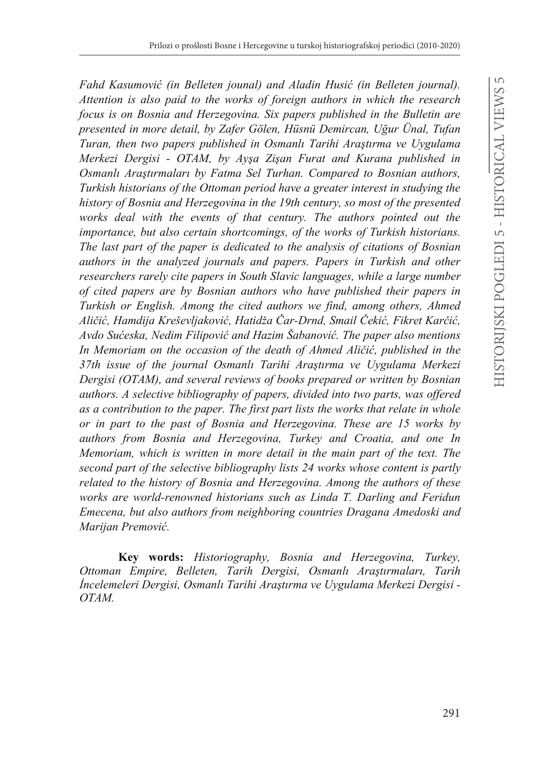*Fahd Kasumović (in Belleten jounal) and Aladin Husić (in Belleten journal). Attention is also paid to the works of foreign authors in which the research focus is on Bosnia and Herzegovina. Six papers published in the Bulletin are presented in more detail, by Zafer Gölen, Hüsnü Demircan, Uğur Ünal, Tufan Turan, then two papers published in Osmanlı Tarihi Araştırma ve Uygulama Merkezi Dergisi - OTAM, by Ayşa Zişan Furat and Kurana published in Osmanlı Araştırmaları by Fatma Sel Turhan. Compared to Bosnian authors, Turkish historians of the Ottoman period have a greater interest in studying the history of Bosnia and Herzegovina in the 19th century, so most of the presented works deal with the events of that century. The authors pointed out the importance, but also certain shortcomings, of the works of Turkish historians. The last part of the paper is dedicated to the analysis of citations of Bosnian authors in the analyzed journals and papers. Papers in Turkish and other researchers rarely cite papers in South Slavic languages, while a large number of cited papers are by Bosnian authors who have published their papers in Turkish or English. Among the cited authors we find, among others, Ahmed Aličić, Hamdija Kreševljaković, Hatidža Čar-Drnd, Smail Čekić, Fikret Karčić, Avdo Sućeska, Nedim Filipović and Hazim Šabanović. The paper also mentions In Memoriam on the occasion of the death of Ahmed Aličić, published in the 37th issue of the journal Osmanlı Tarihi Araştırma ve Uygulama Merkezi Dergisi (OTAM), and several reviews of books prepared or written by Bosnian authors. A selective bibliography of papers, divided into two parts, was offered as a contribution to the paper. The first part lists the works that relate in whole or in part to the past of Bosnia and Herzegovina. These are 15 works by authors from Bosnia and Herzegovina, Turkey and Croatia, and one In Memoriam, which is written in more detail in the main part of the text. The second part of the selective bibliography lists 24 works whose content is partly related to the history of Bosnia and Herzegovina. Among the authors of these works are world-renowned historians such as Linda T. Darling and Feridun Emecena, but also authors from neighboring countries Dragana Amedoski and Marijan Premović.*

**Key words:** *Historiography, Bosnia and Herzegovina, Turkey, Ottoman Empire, Belleten, Tarih Dergisi, Osmanlı Araştırmaları, Tarih İncelemeleri Dergisi, Osmanlı Tarihi Araştırma ve Uygulama Merkezi Dergisi - OTAM.*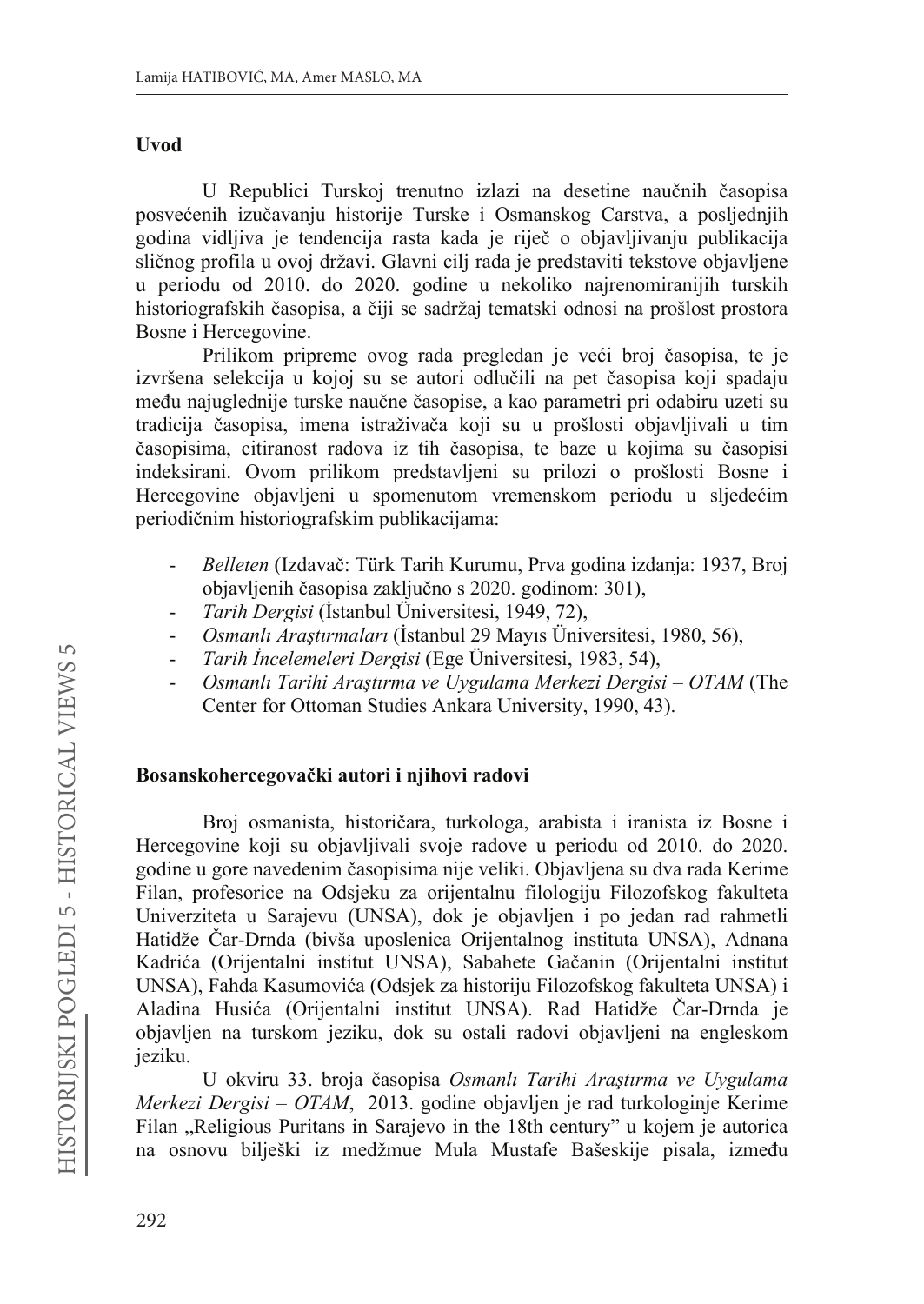## Uvod

U Republici Turskoj trenutno izlazi na desetine naučnih časopisa posvećenih izučavanju historije Turske i Osmanskog Carstva, a posljednjih godina vidljiva je tendencija rasta kada je riječ o objavljivanju publikacija sličnog profila u ovoj državi. Glavni cilj rada je predstaviti tekstove objavljene u periodu od 2010. do 2020. godine u nekoliko najrenomiranijih turskih historiografskih časopisa, a čiji se sadržaj tematski odnosi na prošlost prostora Bosne i Hercegovine.

Prilikom pripreme ovog rada pregledan je veći broj časopisa, te je izvršena selekcija u kojoj su se autori odlučili na pet časopisa koji spadaju među najuglednije turske naučne časopise, a kao parametri pri odabiru uzeti su tradicija časopisa, imena istraživača koji su u prošlosti objavljivali u tim časopisima, citiranost radova iz tih časopisa, te baze u kojima su časopisi indeksirani. Ovom prilikom predstavljeni su prilozi o prošlosti Bosne i Hercegovine objavljeni u spomenutom vremenskom periodu u sljedećim periodičnim historiografskim publikacijama:

- *Belleten* (Izdavač: Türk Tarih Kurumu, Prva godina izdanja: 1937, Broj objavljenih časopisa zaključno s 2020. godinom: 301),
- *Tarih Dergisi* (İstanbul Üniversitesi, 1949, 72),
- *Osmanlı Araştırmaları* (İstanbul 29 Mayıs Üniversitesi, 1980, 56),
- *Tarih İncelemeleri Dergisi* (Ege Üniversitesi, 1983, 54),
- *Osmanlı Tarihi Araştırma ve Uygulama Merkezi Dergisi – OTAM* (The Center for Ottoman Studies Ankara University, 1990, 43).

## Bosanskohercegovački autori i njihovi radovi

Broj osmanista, historičara, turkologa, arabista i iranista iz Bosne i Hercegovine koji su objavljivali svoje radove u periodu od 2010. do 2020. godine u gore navedenim časopisima nije veliki. Objavljena su dva rada Kerime Filan, profesorice na Odsjeku za orijentalnu filologiju Filozofskog fakulteta Univerziteta u Sarajevu (UNSA), dok je objavljen i po jedan rad rahmetli Hatidže Čar-Drnda (bivša uposlenica Orijentalnog instituta UNSA), Adnana Kadrića (Orijentalni institut UNSA), Sabahete Gačanin (Orijentalni institut UNSA), Fahda Kasumovića (Odsjek za historiju Filozofskog fakulteta UNSA) i Aladina Husića (Orijentalni institut UNSA). Rad Hatidže Čar-Drnda je objavljen na turskom jeziku, dok su ostali radovi objavljeni na engleskom jeziku.

U okviru 33. broja časopisa *Osmanlı Tarihi Araştırma ve Uygulama Merkezi Dergisi – OTAM*, 2013. godine objavljen je rad turkologinje Kerime Filan „Religious Puritans in Sarajevo in the 18th century" u kojem je autorica na osnovu bilješki iz medžmue Mula Mustafe Bašeskije pisala, između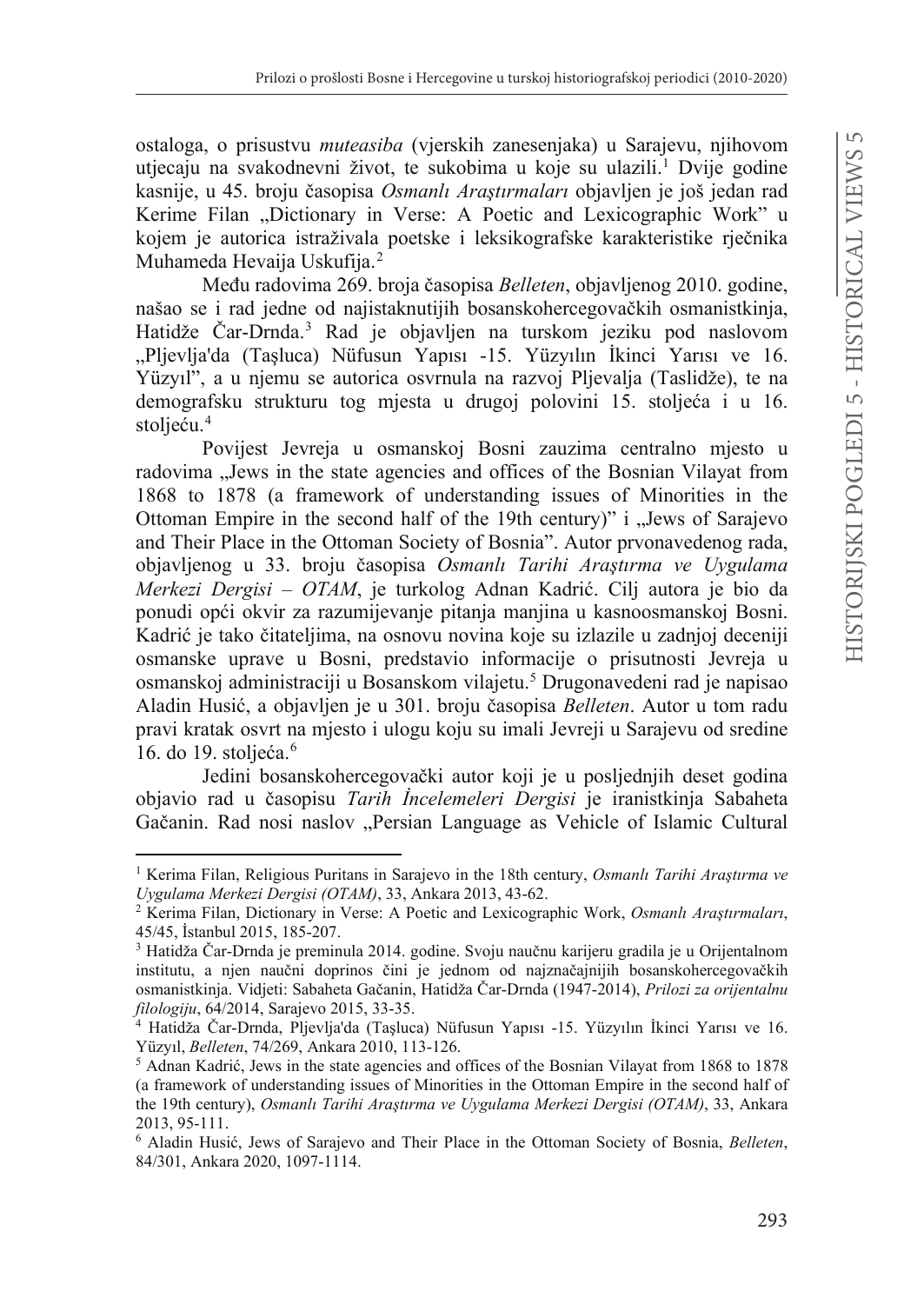ostaloga, o prisustvu *muteasiba* (vjerskih zanesenjaka) u Sarajevu, njihovom utjecaju na svakodnevni život, te sukobima u koje su ulazili.[1] Dvije godine kasnije, u 45. broju časopisa *Osmanlı Araştırmaları* objavljen je još jedan rad Kerime Filan „Dictionary in Verse: A Poetic and Lexicographic Work" u kojem je autorica istraživala poetske i leksikografske karakteristike rječnika Muhameda Hevaija Uskufija.[2]

Među radovima 269. broja časopisa *Belleten*, objavljenog 2010. godine, našao se i rad jedne od najistaknutijih bosanskohercegovačkih osmanistkinja, Hatidže Čar-Drnda.[3] Rad je objavljen na turskom jeziku pod naslovom „Pljevlja'da (Taşluca) Nüfusun Yapısı -15. Yüzyılın İkinci Yarısı ve 16. Yüzyıl", a u njemu se autorica osvrnula na razvoj Pljevalja (Taslidže), te na demografsku strukturu tog mjesta u drugoj polovini 15. stoljeća i u 16. stoljeću.[4]

Povijest Jevreja u osmanskoj Bosni zauzima centralno mjesto u radovima „Jews in the state agencies and offices of the Bosnian Vilayat from 1868 to 1878 (a framework of understanding issues of Minorities in the Ottoman Empire in the second half of the 19th century)" i „Jews of Sarajevo and Their Place in the Ottoman Society of Bosnia". Autor prvonavedenog rada, objavljenog u 33. broju časopisa *Osmanlı Tarihi Araştırma ve Uygulama Merkezi Dergisi – OTAM*, je turkolog Adnan Kadrić. Cilj autora je bio da ponudi opći okvir za razumijevanje pitanja manjina u kasnoosmanskoj Bosni. Kadrić je tako čitateljima, na osnovu novina koje su izlazile u zadnjoj deceniji osmanske uprave u Bosni, predstavio informacije o prisutnosti Jevreja u osmanskoj administraciji u Bosanskom vilajetu.[5] Drugonavedeni rad je napisao Aladin Husić, a objavljen je u 301. broju časopisa *Belleten*. Autor u tom radu pravi kratak osvrt na mjesto i ulogu koju su imali Jevreji u Sarajevu od sredine 16. do 19. stoljeća.[6]

Jedini bosanskohercegovački autor koji je u posljednjih deset godina objavio rad u časopisu *Tarih İncelemeleri Dergisi* je iranistkinja Sabaheta Gačanin. Rad nosi naslov „Persian Language as Vehicle of Islamic Cultural

---

[1] Kerima Filan, Religious Puritans in Sarajevo in the 18th century, *Osmanlı Tarihi Araştırma ve Uygulama Merkezi Dergisi (OTAM)*, 33, Ankara 2013, 43-62.

[2] Kerima Filan, Dictionary in Verse: A Poetic and Lexicographic Work, *Osmanlı Araştırmaları*, 45/45, İstanbul 2015, 185-207.

[3] Hatidža Čar-Drnda je preminula 2014. godine. Svoju naučnu karijeru gradila je u Orijentalnom institutu, a njen naučni doprinos čini je jednom od najznačajnijih bosanskohercegovačkih osmanistkinja. Vidjeti: Sabaheta Gačanin, Hatidža Čar-Drnda (1947-2014), *Prilozi za orijentalnu filologiju*, 64/2014, Sarajevo 2015, 33-35.

[4] Hatidža Čar-Drnda, Pljevlja'da (Taşluca) Nüfusun Yapısı -15. Yüzyılın İkinci Yarısı ve 16. Yüzyıl, *Belleten*, 74/269, Ankara 2010, 113-126.

[5] Adnan Kadrić, Jews in the state agencies and offices of the Bosnian Vilayat from 1868 to 1878 (a framework of understanding issues of Minorities in the Ottoman Empire in the second half of the 19th century), *Osmanlı Tarihi Araştırma ve Uygulama Merkezi Dergisi (OTAM)*, 33, Ankara 2013, 95-111.

[6] Aladin Husić, Jews of Sarajevo and Their Place in the Ottoman Society of Bosnia, *Belleten*, 84/301, Ankara 2020, 1097-1114.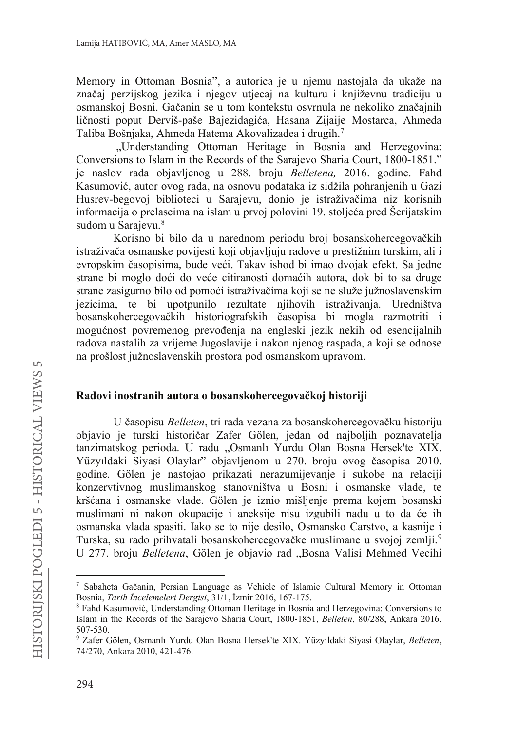Memory in Ottoman Bosnia", a autorica je u njemu nastojala da ukaže na značaj perzijskog jezika i njegov utjecaj na kulturu i književnu tradiciju u osmanskoj Bosni. Gačanin se u tom kontekstu osvrnula ne nekoliko značajnih ličnosti poput Derviš-paše Bajezidagića, Hasana Zijaije Mostarca, Ahmeda Taliba Bošnjaka, Ahmeda Hatema Akovalizadea i drugih.[7]

„Understanding Ottoman Heritage in Bosnia and Herzegovina: Conversions to Islam in the Records of the Sarajevo Sharia Court, 1800-1851." je naslov rada objavljenog u 288. broju *Belletena,* 2016. godine. Fahd Kasumović, autor ovog rada, na osnovu podataka iz sidžila pohranjenih u Gazi Husrev-begovoj biblioteci u Sarajevu, donio je istraživačima niz korisnih informacija o prelascima na islam u prvoj polovini 19. stoljeća pred Šerijatskim sudom u Sarajevu.[8]

Korisno bi bilo da u narednom periodu broj bosanskohercegovačkih istraživača osmanske povijesti koji objavljuju radove u prestižnim turskim, ali i evropskim časopisima, bude veći. Takav ishod bi imao dvojak efekt. Sa jedne strane bi moglo doći do veće citiranosti domaćih autora, dok bi to sa druge strane zasigurno bilo od pomoći istraživačima koji se ne služe južnoslavenskim jezicima, te bi upotpunilo rezultate njihovih istraživanja. Uredništva bosanskohercegovačkih historiografskih časopisa bi mogla razmotriti i mogućnost povremenog prevođenja na engleski jezik nekih od esencijalnih radova nastalih za vrijeme Jugoslavije i nakon njenog raspada, a koji se odnose na prošlost južnoslavenskih prostora pod osmanskom upravom.

## Radovi inostranih autora o bosanskohercegovačkoj historiji

U časopisu *Belleten*, tri rada vezana za bosanskohercegovačku historiju objavio je turski historičar Zafer Gölen, jedan od najboljih poznavatelja tanzimatskog perioda. U radu „Osmanlı Yurdu Olan Bosna Hersek'te XIX. Yüzyıldaki Siyasi Olaylar" objavljenom u 270. broju ovog časopisa 2010. godine. Gölen je nastojao prikazati nerazumijevanje i sukobe na relaciji konzervtivnog muslimanskog stanovništva u Bosni i osmanske vlade, te kršćana i osmanske vlade. Gölen je iznio mišljenje prema kojem bosanski muslimani ni nakon okupacije i aneksije nisu izgubili nadu u to da će ih osmanska vlada spasiti. Iako se to nije desilo, Osmansko Carstvo, a kasnije i Turska, su rado prihvatali bosanskohercegovačke muslimane u svojoj zemlji.[9] U 277. broju *Belletena*, Gölen je objavio rad „Bosna Valisi Mehmed Vecihi

---

[7] Sabaheta Gačanin, Persian Language as Vehicle of Islamic Cultural Memory in Ottoman Bosnia, *Tarih İncelemeleri Dergisi*, 31/1, İzmir 2016, 167-175.

[8] Fahd Kasumović, Understanding Ottoman Heritage in Bosnia and Herzegovina: Conversions to Islam in the Records of the Sarajevo Sharia Court, 1800-1851, *Belleten*, 80/288, Ankara 2016, 507-530.

[9] Zafer Gölen, Osmanlı Yurdu Olan Bosna Hersek'te XIX. Yüzyıldaki Siyasi Olaylar, *Belleten*, 74/270, Ankara 2010, 421-476.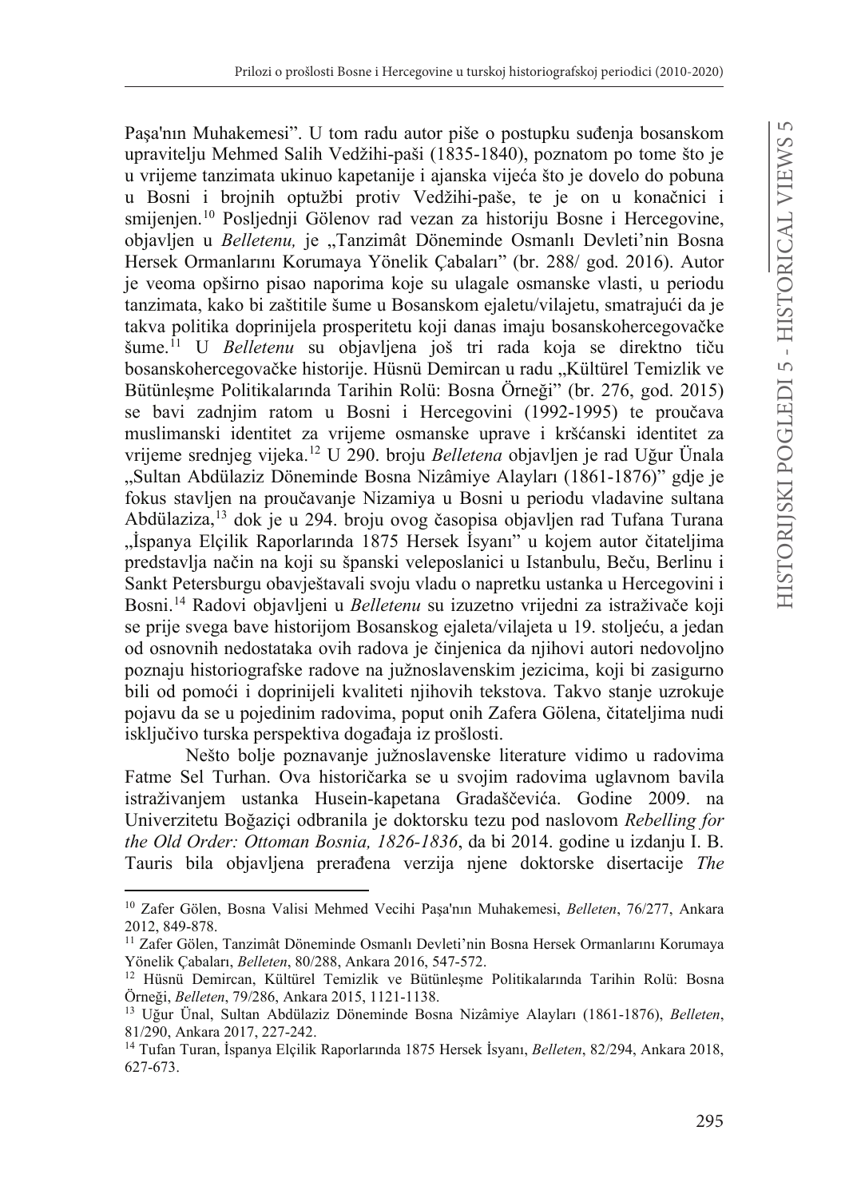Paşa'nın Muhakemesi". U tom radu autor piše o postupku suđenja bosanskom upravitelju Mehmed Salih Vedžihi-paši (1835-1840), poznatom po tome što je u vrijeme tanzimata ukinuo kapetanije i ajanska vijeća što je dovelo do pobuna u Bosni i brojnih optužbi protiv Vedžihi-paše, te je on u konačnici i smijenjen.[10] Posljednji Gölenov rad vezan za historiju Bosne i Hercegovine, objavljen u *Belletenu,* je „Tanzimât Döneminde Osmanlı Devleti'nin Bosna Hersek Ormanlarını Korumaya Yönelik Çabaları" (br. 288/ god. 2016). Autor je veoma opširno pisao naporima koje su ulagale osmanske vlasti, u periodu tanzimata, kako bi zaštitile šume u Bosanskom ejaletu/vilajetu, smatrajući da je takva politika doprinijela prosperitetu koji danas imaju bosanskohercegovačke šume.[11] U *Belletenu* su objavljena još tri rada koja se direktno tiču bosanskohercegovačke historije. Hüsnü Demircan u radu „Kültürel Temizlik ve Bütünleşme Politikalarında Tarihin Rolü: Bosna Örneği" (br. 276, god. 2015) se bavi zadnjim ratom u Bosni i Hercegovini (1992-1995) te proučava muslimanski identitet za vrijeme osmanske uprave i kršćanski identitet za vrijeme srednjeg vijeka.[12] U 290. broju *Belletena* objavljen je rad Uğur Ünala „Sultan Abdülaziz Döneminde Bosna Nizâmiye Alayları (1861-1876)" gdje je fokus stavljen na proučavanje Nizamiya u Bosni u periodu vladavine sultana Abdülaziza,[13] dok je u 294. broju ovog časopisa objavljen rad Tufana Turana „İspanya Elçilik Raporlarında 1875 Hersek İsyanı" u kojem autor čitateljima predstavlja način na koji su španski veleposlanici u Istanbulu, Beču, Berlinu i Sankt Petersburgu obavještavali svoju vladu o napretku ustanka u Hercegovini i Bosni.[14] Radovi objavljeni u *Belletenu* su izuzetno vrijedni za istraživače koji se prije svega bave historijom Bosanskog ejaleta/vilajeta u 19. stoljeću, a jedan od osnovnih nedostataka ovih radova je činjenica da njihovi autori nedovoljno poznaju historiografske radove na južnoslavenskim jezicima, koji bi zasigurno bili od pomoći i doprinijeli kvaliteti njihovih tekstova. Takvo stanje uzrokuje pojavu da se u pojedinim radovima, poput onih Zafera Gölena, čitateljima nudi isključivo turska perspektiva događaja iz prošlosti.

Nešto bolje poznavanje južnoslavenske literature vidimo u radovima Fatme Sel Turhan. Ova historičarka se u svojim radovima uglavnom bavila istraživanjem ustanka Husein-kapetana Gradaščevića. Godine 2009. na Univerzitetu Boğaziçi odbranila je doktorsku tezu pod naslovom *Rebelling for the Old Order: Ottoman Bosnia, 1826-1836*, da bi 2014. godine u izdanju I. B. Tauris bila objavljena prerađena verzija njene doktorske disertacije *The*

---

[10] Zafer Gölen, Bosna Valisi Mehmed Vecihi Paşa'nın Muhakemesi, *Belleten*, 76/277, Ankara 2012, 849-878.

[11] Zafer Gölen, Tanzimât Döneminde Osmanlı Devleti'nin Bosna Hersek Ormanlarını Korumaya Yönelik Çabaları, *Belleten*, 80/288, Ankara 2016, 547-572.

[12] Hüsnü Demircan, Kültürel Temizlik ve Bütünleşme Politikalarında Tarihin Rolü: Bosna Örneği, *Belleten*, 79/286, Ankara 2015, 1121-1138.

[13] Uğur Ünal, Sultan Abdülaziz Döneminde Bosna Nizâmiye Alayları (1861-1876), *Belleten*, 81/290, Ankara 2017, 227-242.

[14] Tufan Turan, İspanya Elçilik Raporlarında 1875 Hersek İsyanı, *Belleten*, 82/294, Ankara 2018, 627-673.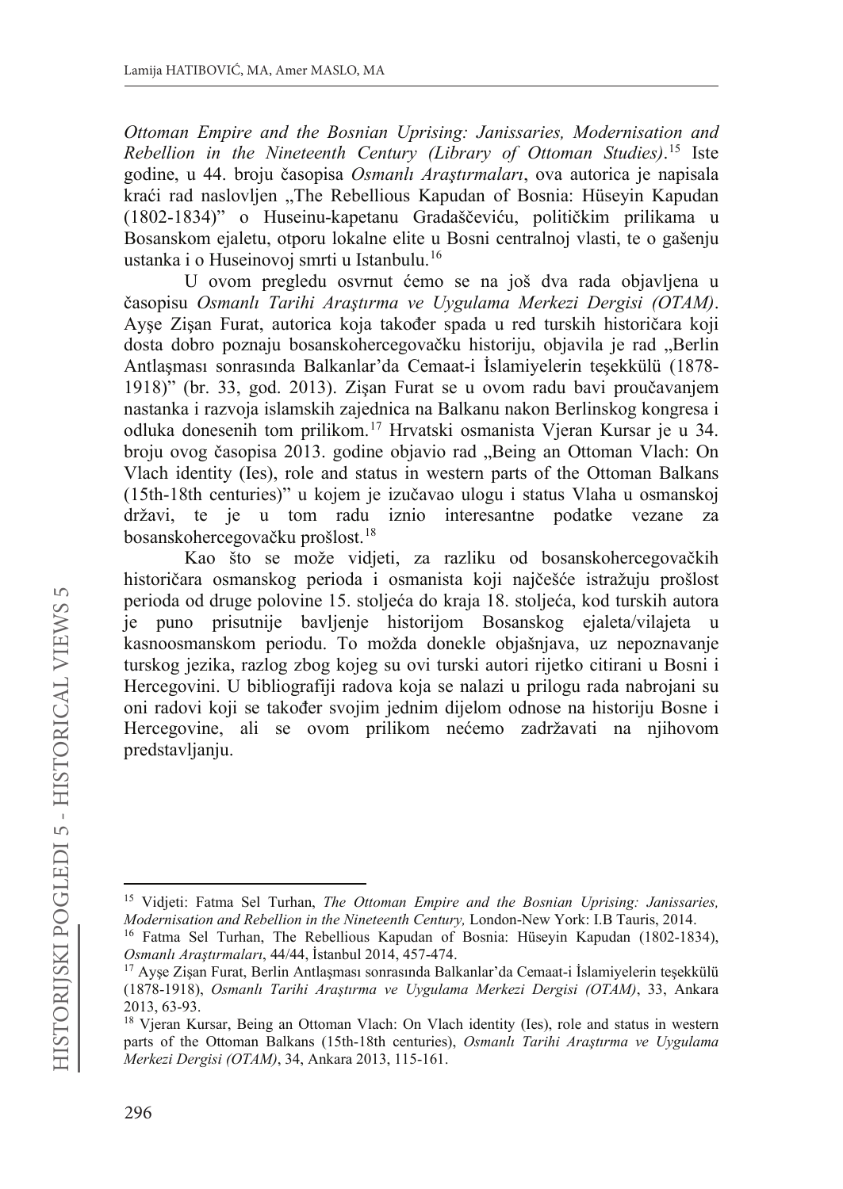*Ottoman Empire and the Bosnian Uprising: Janissaries, Modernisation and Rebellion in the Nineteenth Century (Library of Ottoman Studies)*.[15] Iste godine, u 44. broju časopisa *Osmanlı Araştırmaları*, ova autorica je napisala kraći rad naslovljen „The Rebellious Kapudan of Bosnia: Hüseyin Kapudan (1802-1834)" o Huseinu-kapetanu Gradaščeviću, političkim prilikama u Bosanskom ejaletu, otporu lokalne elite u Bosni centralnoj vlasti, te o gašenju ustanka i o Huseinovoj smrti u Istanbulu.[16]

U ovom pregledu osvrnut ćemo se na još dva rada objavljena u časopisu *Osmanlı Tarihi Araştırma ve Uygulama Merkezi Dergisi (OTAM)*. Ayşe Zişan Furat, autorica koja također spada u red turskih historičara koji dosta dobro poznaju bosanskohercegovačku historiju, objavila je rad „Berlin Antlaşması sonrasında Balkanlar'da Cemaat-i İslamiyelerin teşekkülü (1878-1918)" (br. 33, god. 2013). Zişan Furat se u ovom radu bavi proučavanjem nastanka i razvoja islamskih zajednica na Balkanu nakon Berlinskog kongresa i odluka donesenih tom prilikom.[17] Hrvatski osmanista Vjeran Kursar je u 34. broju ovog časopisa 2013. godine objavio rad „Being an Ottoman Vlach: On Vlach identity (Ies), role and status in western parts of the Ottoman Balkans (15th-18th centuries)" u kojem je izučavao ulogu i status Vlaha u osmanskoj državi, te je u tom radu iznio interesantne podatke vezane za bosanskohercegovačku prošlost.[18]

Kao što se može vidjeti, za razliku od bosanskohercegovačkih historičara osmanskog perioda i osmanista koji najčešće istražuju prošlost perioda od druge polovine 15. stoljeća do kraja 18. stoljeća, kod turskih autora je puno prisutnije bavljenje historijom Bosanskog ejaleta/vilajeta u kasnoosmanskom periodu. To možda donekle objašnjava, uz nepoznavanje turskog jezika, razlog zbog kojeg su ovi turski autori rijetko citirani u Bosni i Hercegovini. U bibliografiji radova koja se nalazi u prilogu rada nabrojani su oni radovi koji se također svojim jednim dijelom odnose na historiju Bosne i Hercegovine, ali se ovom prilikom nećemo zadržavati na njihovom predstavljanju.

---

[15] Vidjeti: Fatma Sel Turhan, *The Ottoman Empire and the Bosnian Uprising: Janissaries, Modernisation and Rebellion in the Nineteenth Century,* London-New York: I.B Tauris, 2014.

[16] Fatma Sel Turhan, The Rebellious Kapudan of Bosnia: Hüseyin Kapudan (1802-1834), *Osmanlı Araştırmaları*, 44/44, İstanbul 2014, 457-474.

[17] Ayşe Zişan Furat, Berlin Antlaşması sonrasında Balkanlar'da Cemaat-i İslamiyelerin teşekkülü (1878-1918), *Osmanlı Tarihi Araştırma ve Uygulama Merkezi Dergisi (OTAM)*, 33, Ankara 2013, 63-93.

[18] Vjeran Kursar, Being an Ottoman Vlach: On Vlach identity (Ies), role and status in western parts of the Ottoman Balkans (15th-18th centuries), *Osmanlı Tarihi Araştırma ve Uygulama Merkezi Dergisi (OTAM)*, 34, Ankara 2013, 115-161.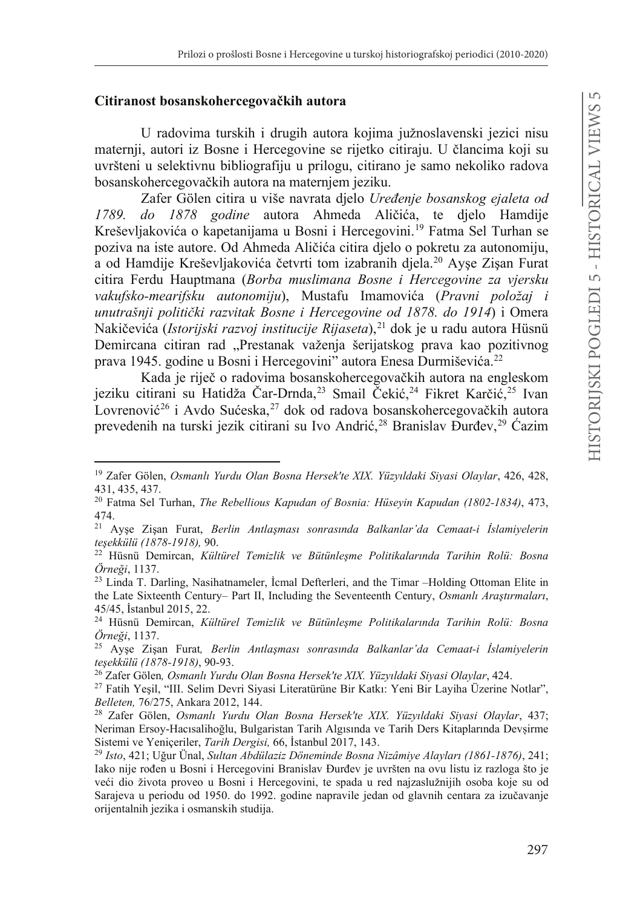## Citiranost bosanskohercegovačkih autora

U radovima turskih i drugih autora kojima južnoslavenski jezici nisu maternji, autori iz Bosne i Hercegovine se rijetko citiraju. U člancima koji su uvršteni u selektivnu bibliografiju u prilogu, citirano je samo nekoliko radova bosanskohercegovačkih autora na maternjem jeziku.

Zafer Gölen citira u više navrata djelo *Uređenje bosanskog ejaleta od 1789. do 1878 godine* autora Ahmeda Aličića, te djelo Hamdije Kreševljakovića o kapetanijama u Bosni i Hercegovini.[19] Fatma Sel Turhan se poziva na iste autore. Od Ahmeda Aličića citira djelo o pokretu za autonomiju, a od Hamdije Kreševljakovića četvrti tom izabranih djela.[20] Ayşe Zişan Furat citira Ferdu Hauptmana (*Borba muslimana Bosne i Hercegovine za vjersku vakufsko-mearifsku autonomiju*), Mustafu Imamovića (*Pravni položaj i unutrašnji politički razvitak Bosne i Hercegovine od 1878. do 1914*) i Omera Nakičevića (*Istorijski razvoj institucije Rijaseta*),[21] dok je u radu autora Hüsnü Demircana citiran rad „Prestanak važenja šerijatskog prava kao pozitivnog prava 1945. godine u Bosni i Hercegovini" autora Enesa Durmiševića.[22]

Kada je riječ o radovima bosanskohercegovačkih autora na engleskom jeziku citirani su Hatidža Čar-Drnda,[23] Smail Čekić,[24] Fikret Karčić,[25] Ivan Lovrenović[26] i Avdo Sućeska,[27] dok od radova bosanskohercegovačkih autora prevedenih na turski jezik citirani su Ivo Andrić,[28] Branislav Đurđev,[29] Ćazim

---

[19] Zafer Gölen, *Osmanlı Yurdu Olan Bosna Hersek'te XIX. Yüzyıldaki Siyasi Olaylar*, 426, 428, 431, 435, 437.

[20] Fatma Sel Turhan, *The Rebellious Kapudan of Bosnia: Hüseyin Kapudan (1802-1834)*, 473, 474.

[21] Ayşe Zişan Furat, *Berlin Antlaşması sonrasında Balkanlar'da Cemaat-i İslamiyelerin teşekkülü (1878-1918),* 90.

[22] Hüsnü Demircan, *Kültürel Temizlik ve Bütünleşme Politikalarında Tarihin Rolü: Bosna Örneği*, 1137.

[23] Linda T. Darling, Nasihatnameler, İcmal Defterleri, and the Timar –Holding Ottoman Elite in the Late Sixteenth Century– Part II, Including the Seventeenth Century, *Osmanlı Araştırmaları*, 45/45, İstanbul 2015, 22.

[24] Hüsnü Demircan, *Kültürel Temizlik ve Bütünleşme Politikalarında Tarihin Rolü: Bosna Örneği*, 1137.

[25] Ayşe Zişan Furat*, Berlin Antlaşması sonrasında Balkanlar'da Cemaat-i İslamiyelerin teşekkülü (1878-1918)*, 90-93.

[26] Zafer Gölen*, Osmanlı Yurdu Olan Bosna Hersek'te XIX. Yüzyıldaki Siyasi Olaylar*, 424.

[27] Fatih Yeşil, "III. Selim Devri Siyasi Literatürüne Bir Katkı: Yeni Bir Layiha Üzerine Notlar", *Belleten,* 76/275, Ankara 2012, 144.

[28] Zafer Gölen, *Osmanlı Yurdu Olan Bosna Hersek'te XIX. Yüzyıldaki Siyasi Olaylar*, 437; Neriman Ersoy-Hacısalihoğlu, Bulgaristan Tarih Algısında ve Tarih Ders Kitaplarında Devşirme Sistemi ve Yeniçeriler, *Tarih Dergisi,* 66, İstanbul 2017, 143.

[29] *Isto*, 421; Uğur Ünal, *Sultan Abdülaziz Döneminde Bosna Nizâmiye Alayları (1861-1876)*, 241; Iako nije rođen u Bosni i Hercegovini Branislav Đurđev je uvršten na ovu listu iz razloga što je veći dio života proveo u Bosni i Hercegovini, te spada u red najzaslužnijih osoba koje su od Sarajeva u periodu od 1950. do 1992. godine napravile jedan od glavnih centara za izučavanje orijentalnih jezika i osmanskih studija.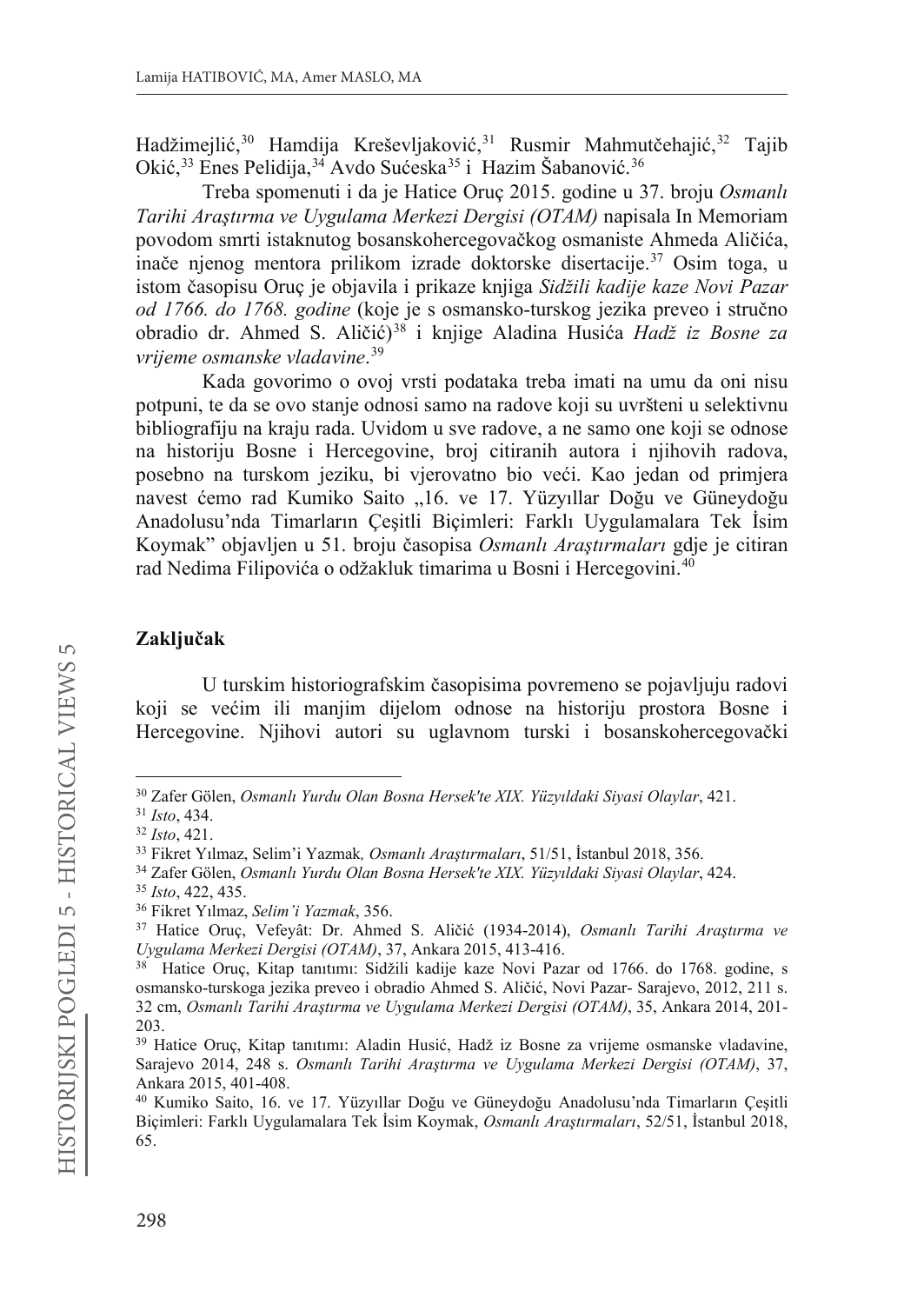Hadžimejlić,[30] Hamdija Kreševljaković,[31] Rusmir Mahmutčehajić,[32] Tajib Okić,[33] Enes Pelidija,[34] Avdo Sućeska[35] i Hazim Šabanović.[36]

Treba spomenuti i da je Hatice Oruç 2015. godine u 37. broju *Osmanlı Tarihi Araştırma ve Uygulama Merkezi Dergisi (OTAM)* napisala In Memoriam povodom smrti istaknutog bosanskohercegovačkog osmaniste Ahmeda Aličića, inače njenog mentora prilikom izrade doktorske disertacije.[37] Osim toga, u istom časopisu Oruç je objavila i prikaze knjiga *Sidžili kadije kaze Novi Pazar od 1766. do 1768. godine* (koje je s osmansko-turskog jezika preveo i stručno obradio dr. Ahmed S. Aličić)[38] i knjige Aladina Husića *Hadž iz Bosne za vrijeme osmanske vladavine*.[39]

Kada govorimo o ovoj vrsti podataka treba imati na umu da oni nisu potpuni, te da se ovo stanje odnosi samo na radove koji su uvršteni u selektivnu bibliografiju na kraju rada. Uvidom u sve radove, a ne samo one koji se odnose na historiju Bosne i Hercegovine, broj citiranih autora i njihovih radova, posebno na turskom jeziku, bi vjerovatno bio veći. Kao jedan od primjera navest ćemo rad Kumiko Saito „16. ve 17. Yüzyıllar Doğu ve Güneydoğu Anadolusu'nda Timarların Çeşitli Biçimleri: Farklı Uygulamalara Tek İsim Koymak" objavljen u 51. broju časopisa *Osmanlı Araştırmaları* gdje je citiran rad Nedima Filipovića o odžakluk timarima u Bosni i Hercegovini.[40]

## Zaključak

U turskim historiografskim časopisima povremeno se pojavljuju radovi koji se većim ili manjim dijelom odnose na historiju prostora Bosne i Hercegovine. Njihovi autori su uglavnom turski i bosanskohercegovački

---

[30] Zafer Gölen, *Osmanlı Yurdu Olan Bosna Hersek'te XIX. Yüzyıldaki Siyasi Olaylar*, 421.

[31] *Isto*, 434.

[32] *Isto*, 421.

[33] Fikret Yılmaz, Selim'i Yazmak*, Osmanlı Araştırmaları*, 51/51, İstanbul 2018, 356.

[34] Zafer Gölen, *Osmanlı Yurdu Olan Bosna Hersek'te XIX. Yüzyıldaki Siyasi Olaylar*, 424.

[35] *Isto*, 422, 435.

[36] Fikret Yılmaz, *Selim'i Yazmak*, 356.

[37] Hatice Oruç, Vefeyât: Dr. Ahmed S. Aličić (1934-2014), *Osmanlı Tarihi Araştırma ve Uygulama Merkezi Dergisi (OTAM)*, 37, Ankara 2015, 413-416.

[38] Hatice Oruç, Kitap tanıtımı: Sidžili kadije kaze Novi Pazar od 1766. do 1768. godine, s osmansko-turskoga jezika preveo i obradio Ahmed S. Aličić, Novi Pazar- Sarajevo, 2012, 211 s. 32 cm, *Osmanlı Tarihi Araştırma ve Uygulama Merkezi Dergisi (OTAM)*, 35, Ankara 2014, 201-203.

[39] Hatice Oruç, Kitap tanıtımı: Aladin Husić, Hadž iz Bosne za vrijeme osmanske vladavine, Sarajevo 2014, 248 s. *Osmanlı Tarihi Araştırma ve Uygulama Merkezi Dergisi (OTAM)*, 37, Ankara 2015, 401-408.

[40] Kumiko Saito, 16. ve 17. Yüzyıllar Doğu ve Güneydoğu Anadolusu'nda Timarların Çeşitli Biçimleri: Farklı Uygulamalara Tek İsim Koymak, *Osmanlı Araştırmaları*, 52/51, İstanbul 2018, 65.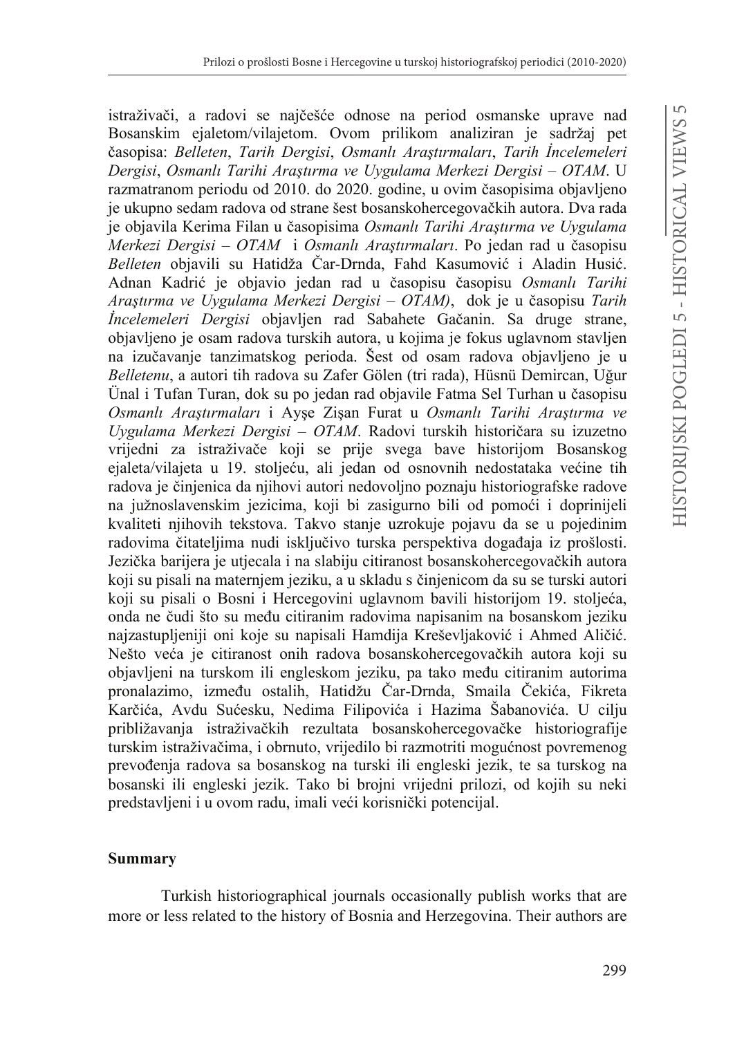istraživači, a radovi se najčešće odnose na period osmanske uprave nad Bosanskim ejaletom/vilajetom. Ovom prilikom analiziran je sadržaj pet časopisa: *Belleten*, *Tarih Dergisi*, *Osmanlı Araştırmaları*, *Tarih İncelemeleri Dergisi*, *Osmanlı Tarihi Araştırma ve Uygulama Merkezi Dergisi – OTAM*. U razmatranom periodu od 2010. do 2020. godine, u ovim časopisima objavljeno je ukupno sedam radova od strane šest bosanskohercegovačkih autora. Dva rada je objavila Kerima Filan u časopisima *Osmanlı Tarihi Araştırma ve Uygulama Merkezi Dergisi – OTAM* i *Osmanlı Araştırmaları*. Po jedan rad u časopisu *Belleten* objavili su Hatidža Čar-Drnda, Fahd Kasumović i Aladin Husić. Adnan Kadrić je objavio jedan rad u časopisu časopisu *Osmanlı Tarihi Araştırma ve Uygulama Merkezi Dergisi – OTAM)*, dok je u časopisu *Tarih İncelemeleri Dergisi* objavljen rad Sabahete Gačanin. Sa druge strane, objavljeno je osam radova turskih autora, u kojima je fokus uglavnom stavljen na izučavanje tanzimatskog perioda. Šest od osam radova objavljeno je u *Belletenu*, a autori tih radova su Zafer Gölen (tri rada), Hüsnü Demircan, Uğur Ünal i Tufan Turan, dok su po jedan rad objavile Fatma Sel Turhan u časopisu *Osmanlı Araştırmaları* i Ayşe Zişan Furat u *Osmanlı Tarihi Araştırma ve Uygulama Merkezi Dergisi – OTAM*. Radovi turskih historičara su izuzetno vrijedni za istraživače koji se prije svega bave historijom Bosanskog ejaleta/vilajeta u 19. stoljeću, ali jedan od osnovnih nedostataka većine tih radova je činjenica da njihovi autori nedovoljno poznaju historiografske radove na južnoslavenskim jezicima, koji bi zasigurno bili od pomoći i doprinijeli kvaliteti njihovih tekstova. Takvo stanje uzrokuje pojavu da se u pojedinim radovima čitateljima nudi isključivo turska perspektiva događaja iz prošlosti. Jezička barijera je utjecala i na slabiju citiranost bosanskohercegovačkih autora koji su pisali na maternjem jeziku, a u skladu s činjenicom da su se turski autori koji su pisali o Bosni i Hercegovini uglavnom bavili historijom 19. stoljeća, onda ne čudi što su među citiranim radovima napisanim na bosanskom jeziku najzastupljeniji oni koje su napisali Hamdija Kreševljaković i Ahmed Aličić. Nešto veća je citiranost onih radova bosanskohercegovačkih autora koji su objavljeni na turskom ili engleskom jeziku, pa tako među citiranim autorima pronalazimo, između ostalih, Hatidžu Čar-Drnda, Smaila Čekića, Fikreta Karčića, Avdu Sućesku, Nedima Filipovića i Hazima Šabanovića. U cilju približavanja istraživačkih rezultata bosanskohercegovačke historiografije turskim istraživačima, i obrnuto, vrijedilo bi razmotriti mogućnost povremenog prevođenja radova sa bosanskog na turski ili engleski jezik, te sa turskog na bosanski ili engleski jezik. Tako bi brojni vrijedni prilozi, od kojih su neki predstavljeni i u ovom radu, imali veći korisnički potencijal.

## Summary

Turkish historiographical journals occasionally publish works that are more or less related to the history of Bosnia and Herzegovina. Their authors are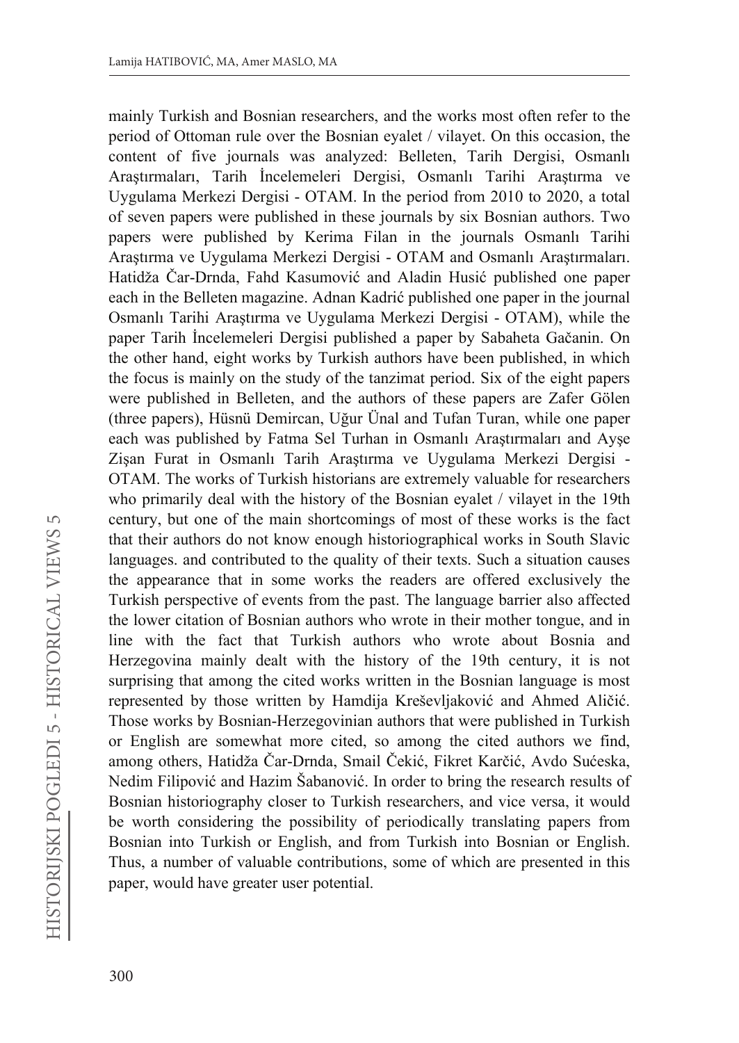mainly Turkish and Bosnian researchers, and the works most often refer to the period of Ottoman rule over the Bosnian eyalet / vilayet. On this occasion, the content of five journals was analyzed: Belleten, Tarih Dergisi, Osmanlı Araştırmaları, Tarih İncelemeleri Dergisi, Osmanlı Tarihi Araştırma ve Uygulama Merkezi Dergisi - OTAM. In the period from 2010 to 2020, a total of seven papers were published in these journals by six Bosnian authors. Two papers were published by Kerima Filan in the journals Osmanlı Tarihi Araştırma ve Uygulama Merkezi Dergisi - OTAM and Osmanlı Araştırmaları. Hatidža Čar-Drnda, Fahd Kasumović and Aladin Husić published one paper each in the Belleten magazine. Adnan Kadrić published one paper in the journal Osmanlı Tarihi Araştırma ve Uygulama Merkezi Dergisi - OTAM), while the paper Tarih İncelemeleri Dergisi published a paper by Sabaheta Gačanin. On the other hand, eight works by Turkish authors have been published, in which the focus is mainly on the study of the tanzimat period. Six of the eight papers were published in Belleten, and the authors of these papers are Zafer Gölen (three papers), Hüsnü Demircan, Uğur Ünal and Tufan Turan, while one paper each was published by Fatma Sel Turhan in Osmanlı Araştırmaları and Ayşe Zişan Furat in Osmanlı Tarih Araştırma ve Uygulama Merkezi Dergisi - OTAM. The works of Turkish historians are extremely valuable for researchers who primarily deal with the history of the Bosnian eyalet / vilayet in the 19th century, but one of the main shortcomings of most of these works is the fact that their authors do not know enough historiographical works in South Slavic languages. and contributed to the quality of their texts. Such a situation causes the appearance that in some works the readers are offered exclusively the Turkish perspective of events from the past. The language barrier also affected the lower citation of Bosnian authors who wrote in their mother tongue, and in line with the fact that Turkish authors who wrote about Bosnia and Herzegovina mainly dealt with the history of the 19th century, it is not surprising that among the cited works written in the Bosnian language is most represented by those written by Hamdija Kreševljaković and Ahmed Aličić. Those works by Bosnian-Herzegovinian authors that were published in Turkish or English are somewhat more cited, so among the cited authors we find, among others, Hatidža Čar-Drnda, Smail Čekić, Fikret Karčić, Avdo Sućeska, Nedim Filipović and Hazim Šabanović. In order to bring the research results of Bosnian historiography closer to Turkish researchers, and vice versa, it would be worth considering the possibility of periodically translating papers from Bosnian into Turkish or English, and from Turkish into Bosnian or English. Thus, a number of valuable contributions, some of which are presented in this paper, would have greater user potential.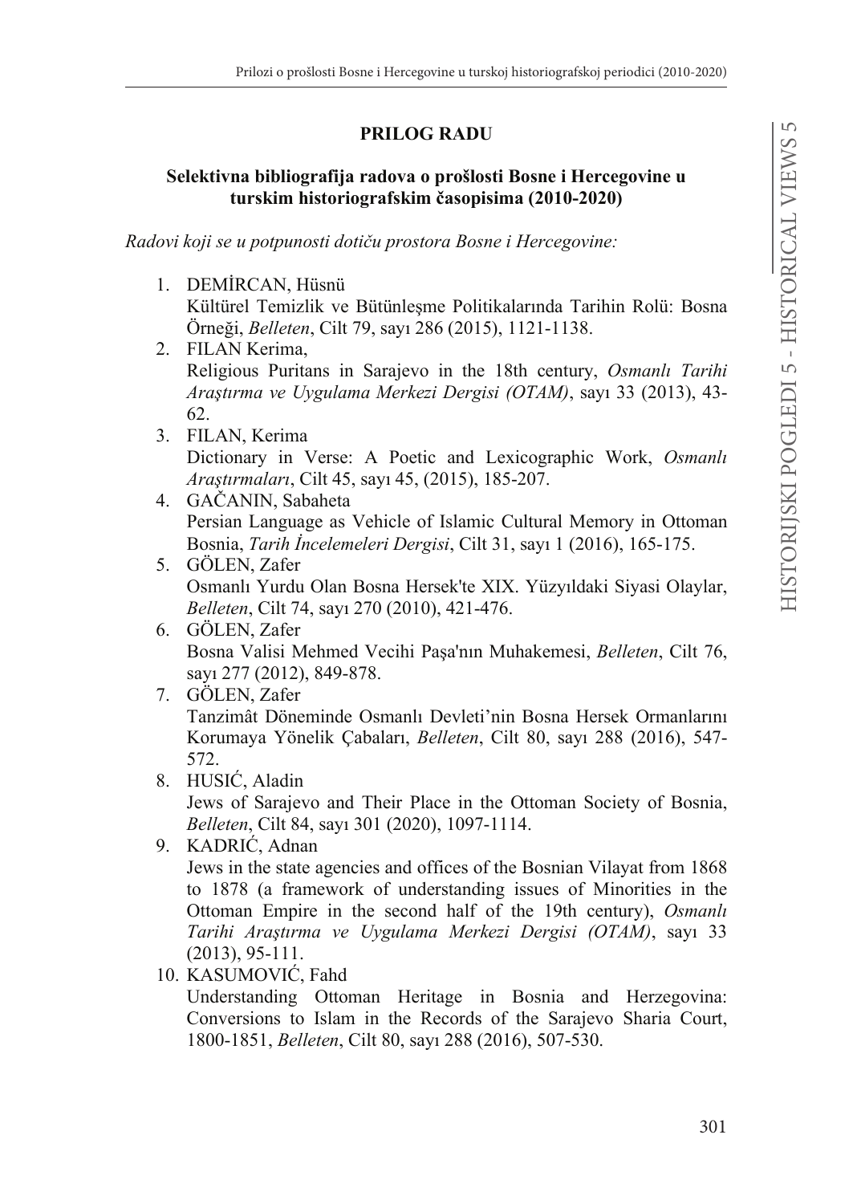**PRILOG RADU**

**Selektivna bibliografija radova o prošlosti Bosne i Hercegovine u turskim historiografskim časopisima (2010-2020)**

*Radovi koji se u potpunosti dotiču prostora Bosne i Hercegovine:*

1. DEMİRCAN, Hüsnü
   Kültürel Temizlik ve Bütünleşme Politikalarında Tarihin Rolü: Bosna Örneği, *Belleten*, Cilt 79, sayı 286 (2015), 1121-1138.
2. FILAN Kerima,
   Religious Puritans in Sarajevo in the 18th century, *Osmanlı Tarihi Araştırma ve Uygulama Merkezi Dergisi (OTAM)*, sayı 33 (2013), 43-62.
3. FILAN, Kerima
   Dictionary in Verse: A Poetic and Lexicographic Work, *Osmanlı Araştırmaları*, Cilt 45, sayı 45, (2015), 185-207.
4. GAČANIN, Sabaheta
   Persian Language as Vehicle of Islamic Cultural Memory in Ottoman Bosnia, *Tarih İncelemeleri Dergisi*, Cilt 31, sayı 1 (2016), 165-175.
5. GÖLEN, Zafer
   Osmanlı Yurdu Olan Bosna Hersek'te XIX. Yüzyıldaki Siyasi Olaylar, *Belleten*, Cilt 74, sayı 270 (2010), 421-476.
6. GÖLEN, Zafer
   Bosna Valisi Mehmed Vecihi Paşa'nın Muhakemesi, *Belleten*, Cilt 76, sayı 277 (2012), 849-878.
7. GÖLEN, Zafer
   Tanzimât Döneminde Osmanlı Devleti'nin Bosna Hersek Ormanlarını Korumaya Yönelik Çabaları, *Belleten*, Cilt 80, sayı 288 (2016), 547-572.
8. HUSIĆ, Aladin
   Jews of Sarajevo and Their Place in the Ottoman Society of Bosnia, *Belleten*, Cilt 84, sayı 301 (2020), 1097-1114.
9. KADRIĆ, Adnan
   Jews in the state agencies and offices of the Bosnian Vilayat from 1868 to 1878 (a framework of understanding issues of Minorities in the Ottoman Empire in the second half of the 19th century), *Osmanlı Tarihi Araştırma ve Uygulama Merkezi Dergisi (OTAM)*, sayı 33 (2013), 95-111.
10. KASUMOVIĆ, Fahd
    Understanding Ottoman Heritage in Bosnia and Herzegovina: Conversions to Islam in the Records of the Sarajevo Sharia Court, 1800-1851, *Belleten*, Cilt 80, sayı 288 (2016), 507-530.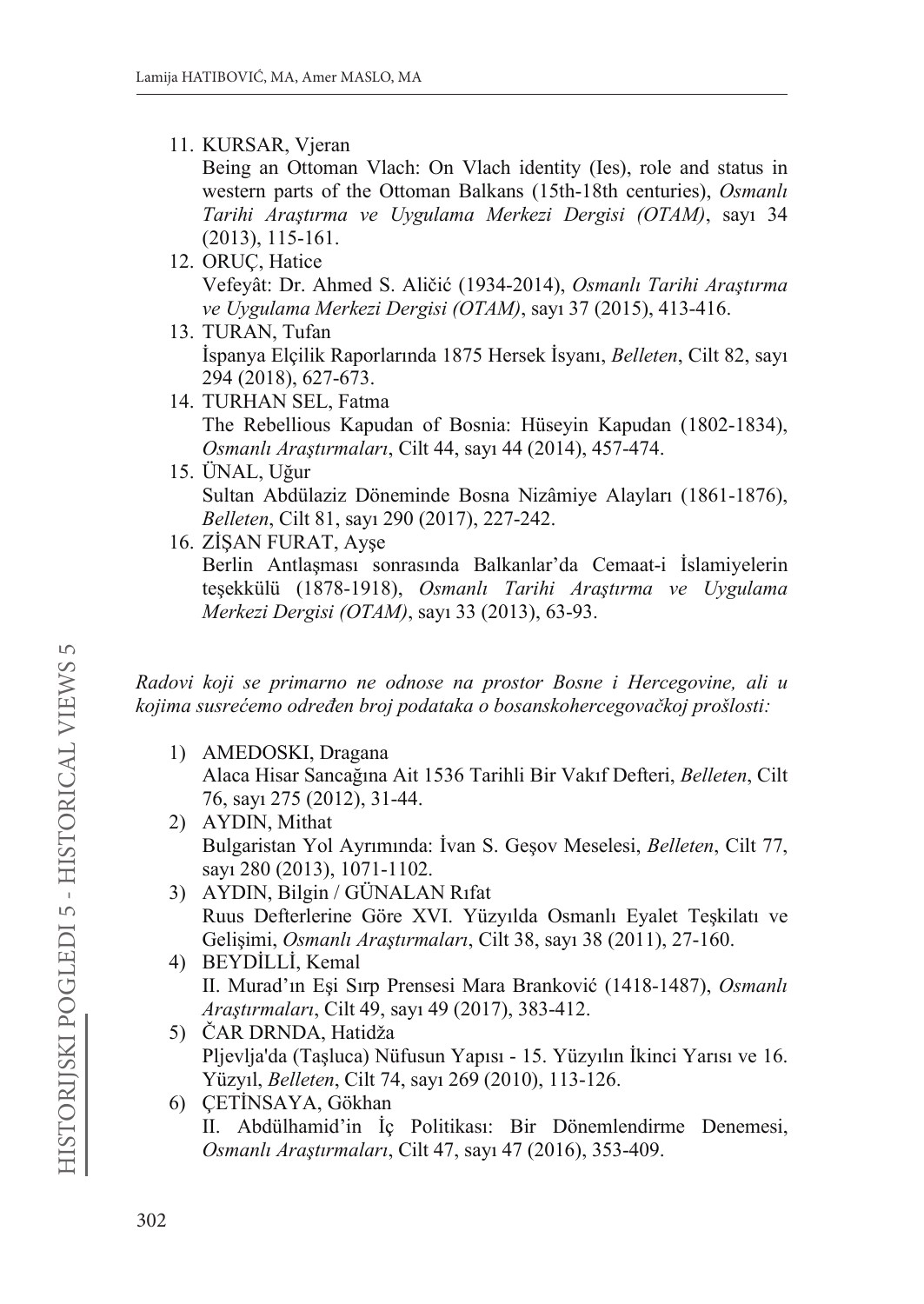11. KURSAR, Vjeran
    Being an Ottoman Vlach: On Vlach identity (Ies), role and status in western parts of the Ottoman Balkans (15th-18th centuries), *Osmanlı Tarihi Araştırma ve Uygulama Merkezi Dergisi (OTAM)*, sayı 34 (2013), 115-161.
12. ORUÇ, Hatice
    Vefeyât: Dr. Ahmed S. Aličić (1934-2014), *Osmanlı Tarihi Araştırma ve Uygulama Merkezi Dergisi (OTAM)*, sayı 37 (2015), 413-416.
13. TURAN, Tufan
    İspanya Elçilik Raporlarında 1875 Hersek İsyanı, *Belleten*, Cilt 82, sayı 294 (2018), 627-673.
14. TURHAN SEL, Fatma
    The Rebellious Kapudan of Bosnia: Hüseyin Kapudan (1802-1834), *Osmanlı Araştırmaları*, Cilt 44, sayı 44 (2014), 457-474.
15. ÜNAL, Uğur
    Sultan Abdülaziz Döneminde Bosna Nizâmiye Alayları (1861-1876), *Belleten*, Cilt 81, sayı 290 (2017), 227-242.
16. ZİŞAN FURAT, Ayşe
    Berlin Antlaşması sonrasında Balkanlar'da Cemaat-i İslamiyelerin teşekkülü (1878-1918), *Osmanlı Tarihi Araştırma ve Uygulama Merkezi Dergisi (OTAM)*, sayı 33 (2013), 63-93.

*Radovi koji se primarno ne odnose na prostor Bosne i Hercegovine, ali u kojima susrećemo određen broj podataka o bosanskohercegovačkoj prošlosti:*

1) AMEDOSKI, Dragana
   Alaca Hisar Sancağına Ait 1536 Tarihli Bir Vakıf Defteri, *Belleten*, Cilt 76, sayı 275 (2012), 31-44.
2) AYDIN, Mithat
   Bulgaristan Yol Ayrımında: İvan S. Geşov Meselesi, *Belleten*, Cilt 77, sayı 280 (2013), 1071-1102.
3) AYDIN, Bilgin / GÜNALAN Rıfat
   Ruus Defterlerine Göre XVI. Yüzyılda Osmanlı Eyalet Teşkilatı ve Gelişimi, *Osmanlı Araştırmaları*, Cilt 38, sayı 38 (2011), 27-160.
4) BEYDİLLİ, Kemal
   II. Murad'ın Eşi Sırp Prensesi Mara Branković (1418-1487), *Osmanlı Araştırmaları*, Cilt 49, sayı 49 (2017), 383-412.
5) ČAR DRNDA, Hatidža
   Pljevlja'da (Taşluca) Nüfusun Yapısı - 15. Yüzyılın İkinci Yarısı ve 16. Yüzyıl, *Belleten*, Cilt 74, sayı 269 (2010), 113-126.
6) ÇETİNSAYA, Gökhan
   II. Abdülhamid'in İç Politikası: Bir Dönemlendirme Denemesi, *Osmanlı Araştırmaları*, Cilt 47, sayı 47 (2016), 353-409.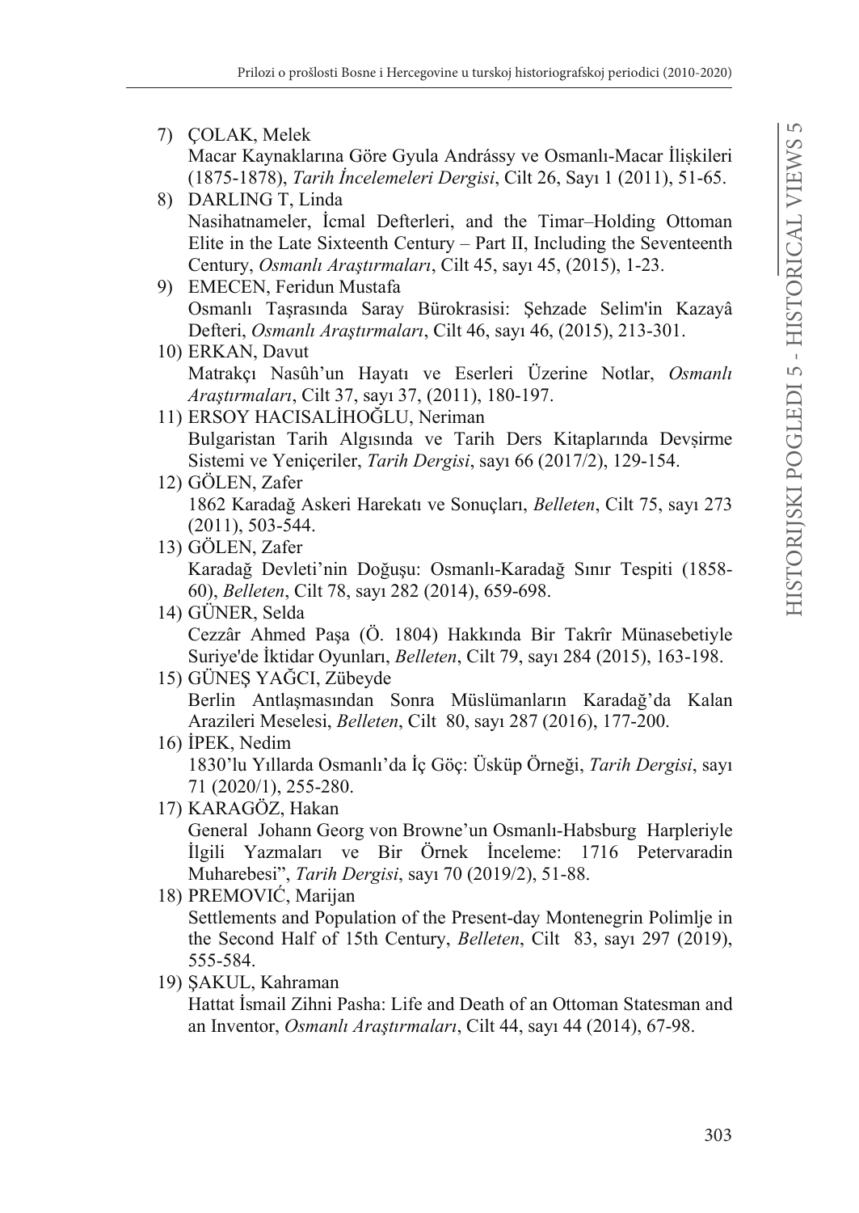7) ÇOLAK, Melek
   Macar Kaynaklarına Göre Gyula Andrássy ve Osmanlı-Macar İlişkileri (1875-1878), *Tarih İncelemeleri Dergisi*, Cilt 26, Sayı 1 (2011), 51-65.
8) DARLING T, Linda
   Nasihatnameler, İcmal Defterleri, and the Timar–Holding Ottoman Elite in the Late Sixteenth Century – Part II, Including the Seventeenth Century, *Osmanlı Araştırmaları*, Cilt 45, sayı 45, (2015), 1-23.
9) EMECEN, Feridun Mustafa
   Osmanlı Taşrasında Saray Bürokrasisi: Şehzade Selim'in Kazayâ Defteri, *Osmanlı Araştırmaları*, Cilt 46, sayı 46, (2015), 213-301.
10) ERKAN, Davut
    Matrakçı Nasûh'un Hayatı ve Eserleri Üzerine Notlar, *Osmanlı Araştırmaları*, Cilt 37, sayı 37, (2011), 180-197.
11) ERSOY HACISALİHOĞLU, Neriman
    Bulgaristan Tarih Algısında ve Tarih Ders Kitaplarında Devşirme Sistemi ve Yeniçeriler, *Tarih Dergisi*, sayı 66 (2017/2), 129-154.
12) GÖLEN, Zafer
    1862 Karadağ Askeri Harekatı ve Sonuçları, *Belleten*, Cilt 75, sayı 273 (2011), 503-544.
13) GÖLEN, Zafer
    Karadağ Devleti'nin Doğuşu: Osmanlı-Karadağ Sınır Tespiti (1858-60), *Belleten*, Cilt 78, sayı 282 (2014), 659-698.
14) GÜNER, Selda
    Cezzâr Ahmed Paşa (Ö. 1804) Hakkında Bir Takrîr Münasebetiyle Suriye'de İktidar Oyunları, *Belleten*, Cilt 79, sayı 284 (2015), 163-198.
15) GÜNEŞ YAĞCI, Zübeyde
    Berlin Antlaşmasından Sonra Müslümanların Karadağ'da Kalan Arazileri Meselesi, *Belleten*, Cilt 80, sayı 287 (2016), 177-200.
16) İPEK, Nedim
    1830'lu Yıllarda Osmanlı'da İç Göç: Üsküp Örneği, *Tarih Dergisi*, sayı 71 (2020/1), 255-280.
17) KARAGÖZ, Hakan
    General Johann Georg von Browne'un Osmanlı-Habsburg Harpleriyle İlgili Yazmaları ve Bir Örnek İnceleme: 1716 Petervaradin Muharebesi", *Tarih Dergisi*, sayı 70 (2019/2), 51-88.
18) PREMOVIĆ, Marijan
    Settlements and Population of the Present-day Montenegrin Polimlje in the Second Half of 15th Century, *Belleten*, Cilt 83, sayı 297 (2019), 555-584.
19) ŞAKUL, Kahraman
    Hattat İsmail Zihni Pasha: Life and Death of an Ottoman Statesman and an Inventor, *Osmanlı Araştırmaları*, Cilt 44, sayı 44 (2014), 67-98.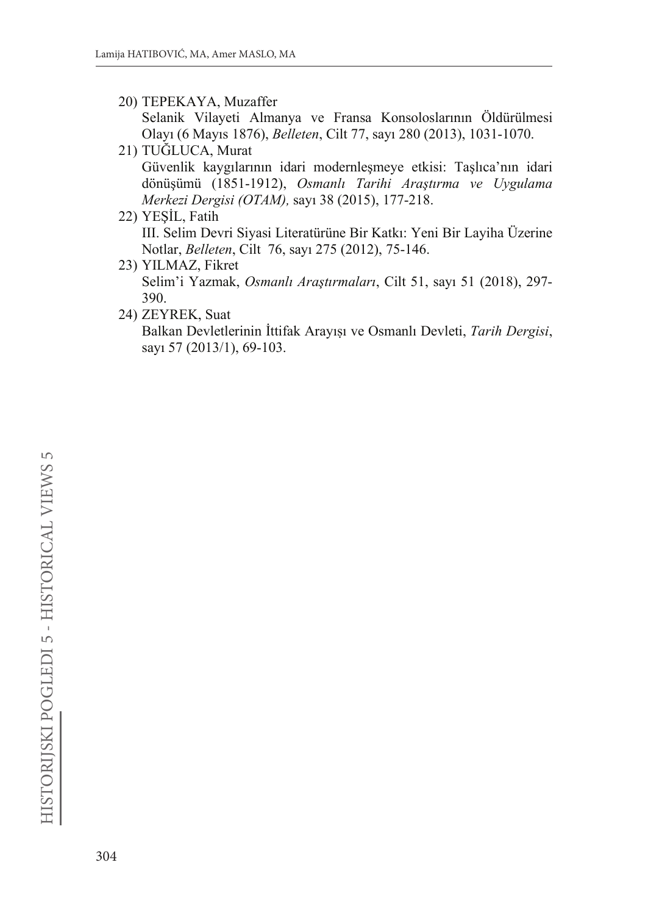20) TEPEKAYA, Muzaffer
    Selanik Vilayeti Almanya ve Fransa Konsoloslarının Öldürülmesi Olayı (6 Mayıs 1876), *Belleten*, Cilt 77, sayı 280 (2013), 1031-1070.
21) TUĞLUCA, Murat
    Güvenlik kaygılarının idari modernleşmeye etkisi: Taşlıca'nın idari dönüşümü (1851-1912), *Osmanlı Tarihi Araştırma ve Uygulama Merkezi Dergisi (OTAM),* sayı 38 (2015), 177-218.
22) YEŞİL, Fatih
    III. Selim Devri Siyasi Literatürüne Bir Katkı: Yeni Bir Layiha Üzerine Notlar, *Belleten*, Cilt 76, sayı 275 (2012), 75-146.
23) YILMAZ, Fikret
    Selim'i Yazmak, *Osmanlı Araştırmaları*, Cilt 51, sayı 51 (2018), 297-390.
24) ZEYREK, Suat
    Balkan Devletlerinin İttifak Arayışı ve Osmanlı Devleti, *Tarih Dergisi*, sayı 57 (2013/1), 69-103.